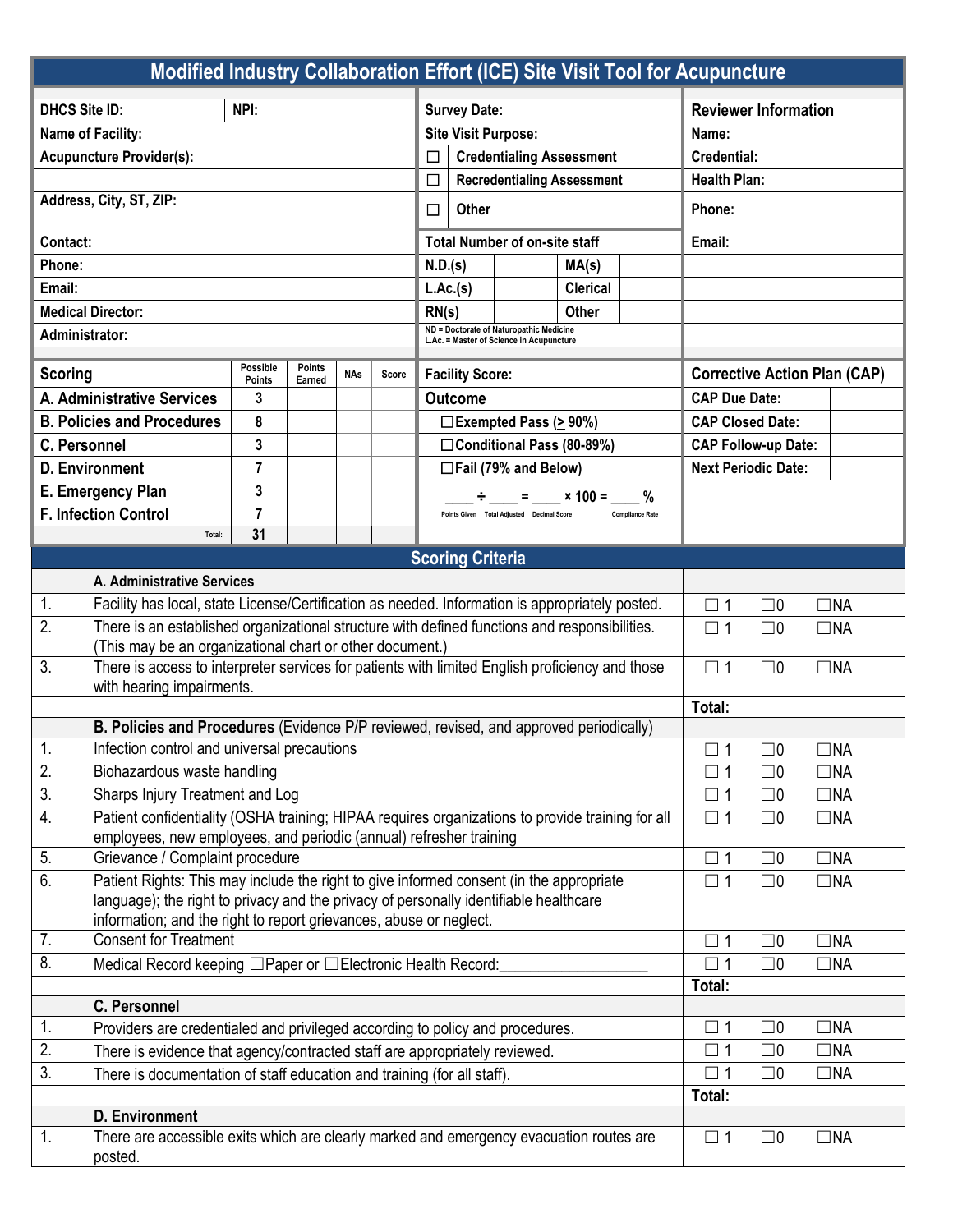# Modified Industry Collaboration Effort (ICE) Site Visit Tool for Acupuncture

| | | | |
|---|---|---|---|
| **DHCS Site ID:** | **NPI:** | **Survey Date:** | **Reviewer Information** |
| **Name of Facility:** | | **Site Visit Purpose:** | **Name:** |
| **Acupuncture Provider(s):** | | ☐ **Credentialing Assessment** | **Credential:** |
| | | ☐ **Recredentialing Assessment** | **Health Plan:** |
| **Address, City, ST, ZIP:** | | ☐ **Other** | **Phone:** |
| **Contact:** | | **Total Number of on-site staff** | **Email:** |
| **Phone:** | | **N.D.(s)** / **MA(s)** | |
| **Email:** | | **L.Ac.(s)** / **Clerical** | |
| **Medical Director:** | | **RN(s)** / **Other** | |
| **Administrator:** | | ND = Doctorate of Naturopathic Medicine<br>L.Ac. = Master of Science in Acupuncture | |

| Scoring | Possible Points | Points Earned | NAs | Score |
|---|---|---|---|---|
| A. Administrative Services | 3 | | | |
| B. Policies and Procedures | 8 | | | |
| C. Personnel | 3 | | | |
| D. Environment | 7 | | | |
| E. Emergency Plan | 3 | | | |
| F. Infection Control | 7 | | | |
| Total: | 31 | | | |

**Facility Score:**

**Outcome**

- ☐ Exempted Pass (≥ 90%)
- ☐ Conditional Pass (80-89%)
- ☐ Fail (79% and Below)

____ ÷ ____ = ____ × 100 = ____ %

Points Given ÷ Total Adjusted = Decimal Score × 100 = Compliance Rate

**Corrective Action Plan (CAP)**

| | |
|---|---|
| **CAP Due Date:** | |
| **CAP Closed Date:** | |
| **CAP Follow-up Date:** | |
| **Next Periodic Date:** | |

## Scoring Criteria

| | **A. Administrative Services** | |
|---|---|---|
| 1. | Facility has local, state License/Certification as needed. Information is appropriately posted. | ☐ 1 ☐0 ☐NA |
| 2. | There is an established organizational structure with defined functions and responsibilities. (This may be an organizational chart or other document.) | ☐ 1 ☐0 ☐NA |
| 3. | There is access to interpreter services for patients with limited English proficiency and those with hearing impairments. | ☐ 1 ☐0 ☐NA |
| | | **Total:** |
| | **B. Policies and Procedures** (Evidence P/P reviewed, revised, and approved periodically) | |
| 1. | Infection control and universal precautions | ☐ 1 ☐0 ☐NA |
| 2. | Biohazardous waste handling | ☐ 1 ☐0 ☐NA |
| 3. | Sharps Injury Treatment and Log | ☐ 1 ☐0 ☐NA |
| 4. | Patient confidentiality (OSHA training; HIPAA requires organizations to provide training for all employees, new employees, and periodic (annual) refresher training | ☐ 1 ☐0 ☐NA |
| 5. | Grievance / Complaint procedure | ☐ 1 ☐0 ☐NA |
| 6. | Patient Rights: This may include the right to give informed consent (in the appropriate language); the right to privacy and the privacy of personally identifiable healthcare information; and the right to report grievances, abuse or neglect. | ☐ 1 ☐0 ☐NA |
| 7. | Consent for Treatment | ☐ 1 ☐0 ☐NA |
| 8. | Medical Record keeping ☐Paper or ☐Electronic Health Record:__________________ | ☐ 1 ☐0 ☐NA |
| | | **Total:** |
| | **C. Personnel** | |
| 1. | Providers are credentialed and privileged according to policy and procedures. | ☐ 1 ☐0 ☐NA |
| 2. | There is evidence that agency/contracted staff are appropriately reviewed. | ☐ 1 ☐0 ☐NA |
| 3. | There is documentation of staff education and training (for all staff). | ☐ 1 ☐0 ☐NA |
| | | **Total:** |
| | **D. Environment** | |
| 1. | There are accessible exits which are clearly marked and emergency evacuation routes are posted. | ☐ 1 ☐0 ☐NA |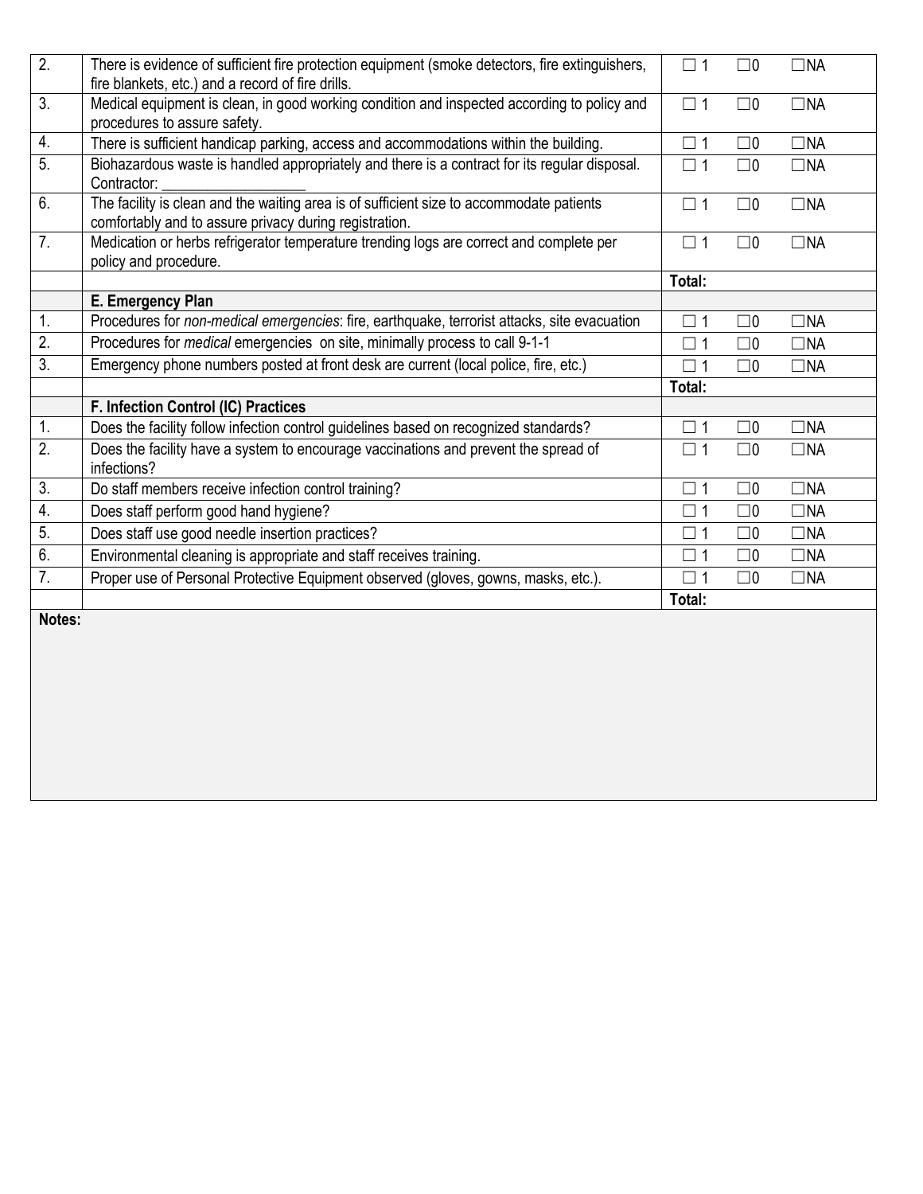| | | | | |
|---|---|---|---|---|
| 2. | There is evidence of sufficient fire protection equipment (smoke detectors, fire extinguishers, fire blankets, etc.) and a record of fire drills. | ☐ 1 | ☐0 | ☐NA |
| 3. | Medical equipment is clean, in good working condition and inspected according to policy and procedures to assure safety. | ☐ 1 | ☐0 | ☐NA |
| 4. | There is sufficient handicap parking, access and accommodations within the building. | ☐ 1 | ☐0 | ☐NA |
| 5. | Biohazardous waste is handled appropriately and there is a contract for its regular disposal. Contractor: ___________________ | ☐ 1 | ☐0 | ☐NA |
| 6. | The facility is clean and the waiting area is of sufficient size to accommodate patients comfortably and to assure privacy during registration. | ☐ 1 | ☐0 | ☐NA |
| 7. | Medication or herbs refrigerator temperature trending logs are correct and complete per policy and procedure. | ☐ 1 | ☐0 | ☐NA |
| | | **Total:** | | |
| | **E. Emergency Plan** | | | |
| 1. | Procedures for *non-medical emergencies*: fire, earthquake, terrorist attacks, site evacuation | ☐ 1 | ☐0 | ☐NA |
| 2. | Procedures for *medical* emergencies on site, minimally process to call 9-1-1 | ☐ 1 | ☐0 | ☐NA |
| 3. | Emergency phone numbers posted at front desk are current (local police, fire, etc.) | ☐ 1 | ☐0 | ☐NA |
| | | **Total:** | | |
| | **F. Infection Control (IC) Practices** | | | |
| 1. | Does the facility follow infection control guidelines based on recognized standards? | ☐ 1 | ☐0 | ☐NA |
| 2. | Does the facility have a system to encourage vaccinations and prevent the spread of infections? | ☐ 1 | ☐0 | ☐NA |
| 3. | Do staff members receive infection control training? | ☐ 1 | ☐0 | ☐NA |
| 4. | Does staff perform good hand hygiene? | ☐ 1 | ☐0 | ☐NA |
| 5. | Does staff use good needle insertion practices? | ☐ 1 | ☐0 | ☐NA |
| 6. | Environmental cleaning is appropriate and staff receives training. | ☐ 1 | ☐0 | ☐NA |
| 7. | Proper use of Personal Protective Equipment observed (gloves, gowns, masks, etc.). | ☐ 1 | ☐0 | ☐NA |
| | | **Total:** | | |

**Notes:**